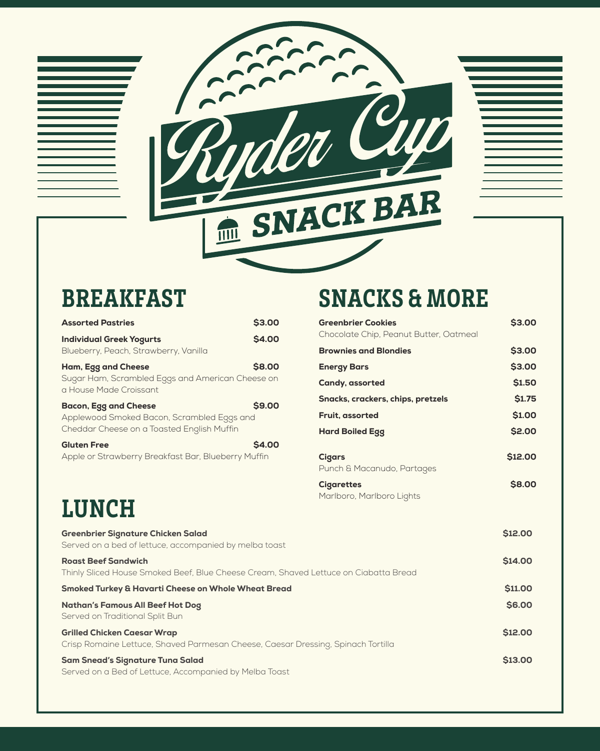# Ryder Cup

## SNACK BAR

## BREAKFAST

**Assorted Pastries** $3.00

**Individual Greek Yogurts** $4.00
Blueberry, Peach, Strawberry, Vanilla

**Ham, Egg and Cheese** $8.00
Sugar Ham, Scrambled Eggs and American Cheese on a House Made Croissant

**Bacon, Egg and Cheese** $9.00
Applewood Smoked Bacon, Scrambled Eggs and Cheddar Cheese on a Toasted English Muffin

**Gluten Free** $4.00
Apple or Strawberry Breakfast Bar, Blueberry Muffin

## SNACKS & MORE

**Greenbrier Cookies** $3.00
Chocolate Chip, Peanut Butter, Oatmeal

**Brownies and Blondies** $3.00

**Energy Bars** $3.00

**Candy, assorted** $1.50

**Snacks, crackers, chips, pretzels** $1.75

**Fruit, assorted** $1.00

**Hard Boiled Egg** $2.00

**Cigars** $12.00
Punch & Macanudo, Partages

**Cigarettes** $8.00
Marlboro, Marlboro Lights

## LUNCH

**Greenbrier Signature Chicken Salad** $12.00
Served on a bed of lettuce, accompanied by melba toast

**Roast Beef Sandwich** $14.00
Thinly Sliced House Smoked Beef, Blue Cheese Cream, Shaved Lettuce on Ciabatta Bread

**Smoked Turkey & Havarti Cheese on Whole Wheat Bread** $11.00

**Nathan's Famous All Beef Hot Dog** $6.00
Served on Traditional Split Bun

**Grilled Chicken Caesar Wrap** $12.00
Crisp Romaine Lettuce, Shaved Parmesan Cheese, Caesar Dressing, Spinach Tortilla

**Sam Snead's Signature Tuna Salad** $13.00
Served on a Bed of Lettuce, Accompanied by Melba Toast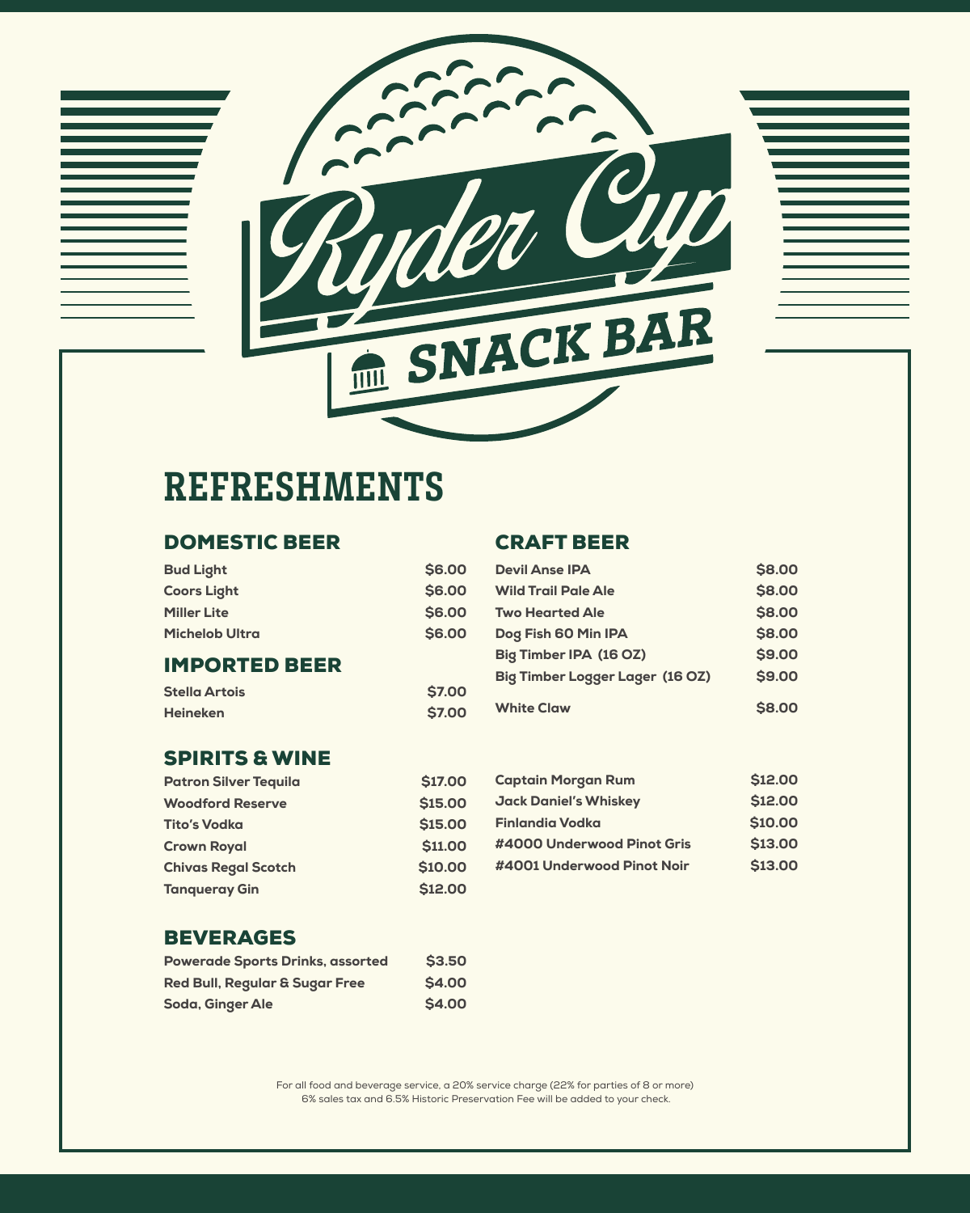# Ryder Cup

## SNACK BAR

## REFRESHMENTS

### DOMESTIC BEER

| | |
|---|---|
| Bud Light | $6.00 |
| Coors Light | $6.00 |
| Miller Lite | $6.00 |
| Michelob Ultra | $6.00 |

### IMPORTED BEER

| | |
|---|---|
| Stella Artois | $7.00 |
| Heineken | $7.00 |

### CRAFT BEER

| | |
|---|---|
| Devil Anse IPA | $8.00 |
| Wild Trail Pale Ale | $8.00 |
| Two Hearted Ale | $8.00 |
| Dog Fish 60 Min IPA | $8.00 |
| Big Timber IPA (16 OZ) | $9.00 |
| Big Timber Logger Lager (16 OZ) | $9.00 |
| White Claw | $8.00 |

### SPIRITS & WINE

| | |
|---|---|
| Patron Silver Tequila | $17.00 |
| Woodford Reserve | $15.00 |
| Tito's Vodka | $15.00 |
| Crown Royal | $11.00 |
| Chivas Regal Scotch | $10.00 |
| Tanqueray Gin | $12.00 |
| Captain Morgan Rum | $12.00 |
| Jack Daniel's Whiskey | $12.00 |
| Finlandia Vodka | $10.00 |
| #4000 Underwood Pinot Gris | $13.00 |
| #4001 Underwood Pinot Noir | $13.00 |

### BEVERAGES

| | |
|---|---|
| Powerade Sports Drinks, assorted | $3.50 |
| Red Bull, Regular & Sugar Free | $4.00 |
| Soda, Ginger Ale | $4.00 |

For all food and beverage service, a 20% service charge (22% for parties of 8 or more)
6% sales tax and 6.5% Historic Preservation Fee will be added to your check.